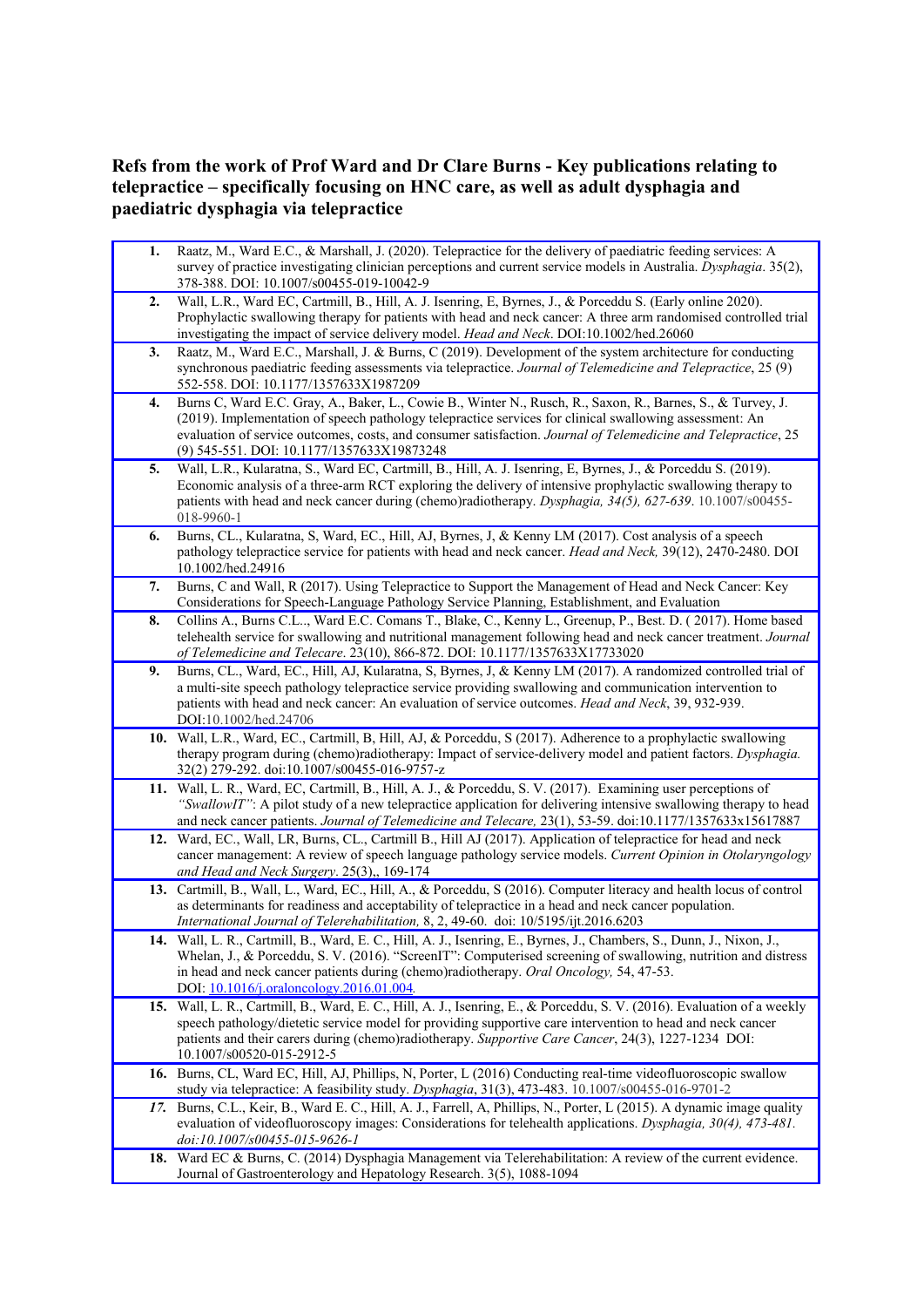**Refs from the work of Prof Ward and Dr Clare Burns - Key publications relating to telepractice – specifically focusing on HNC care, as well as adult dysphagia and paediatric dysphagia via telepractice**

| | |
|---|---|
| **1.** | Raatz, M., Ward E.C., & Marshall, J. (2020). Telepractice for the delivery of paediatric feeding services: A survey of practice investigating clinician perceptions and current service models in Australia. *Dysphagia*. 35(2), 378-388. DOI: 10.1007/s00455-019-10042-9 |
| **2.** | Wall, L.R., Ward EC, Cartmill, B., Hill, A. J. Isenring, E, Byrnes, J., & Porceddu S. (Early online 2020). Prophylactic swallowing therapy for patients with head and neck cancer: A three arm randomised controlled trial investigating the impact of service delivery model. *Head and Neck*. DOI:10.1002/hed.26060 |
| **3.** | Raatz, M., Ward E.C., Marshall, J. & Burns, C (2019). Development of the system architecture for conducting synchronous paediatric feeding assessments via telepractice. *Journal of Telemedicine and Telepractice*, 25 (9) 552-558. DOI: 10.1177/1357633X1987209 |
| **4.** | Burns C, Ward E.C. Gray, A., Baker, L., Cowie B., Winter N., Rusch, R., Saxon, R., Barnes, S., & Turvey, J. (2019). Implementation of speech pathology telepractice services for clinical swallowing assessment: An evaluation of service outcomes, costs, and consumer satisfaction. *Journal of Telemedicine and Telepractice*, 25 (9) 545-551. DOI: 10.1177/1357633X19873248 |
| **5.** | Wall, L.R., Kularatna, S., Ward EC, Cartmill, B., Hill, A. J. Isenring, E, Byrnes, J., & Porceddu S. (2019). Economic analysis of a three-arm RCT exploring the delivery of intensive prophylactic swallowing therapy to patients with head and neck cancer during (chemo)radiotherapy. *Dysphagia, 34(5), 627-639*. 10.1007/s00455-018-9960-1 |
| **6.** | Burns, CL., Kularatna, S, Ward, EC., Hill, AJ, Byrnes, J, & Kenny LM (2017). Cost analysis of a speech pathology telepractice service for patients with head and neck cancer. *Head and Neck,* 39(12), 2470-2480. DOI 10.1002/hed.24916 |
| **7.** | Burns, C and Wall, R (2017). Using Telepractice to Support the Management of Head and Neck Cancer: Key Considerations for Speech-Language Pathology Service Planning, Establishment, and Evaluation |
| **8.** | Collins A., Burns C.L.., Ward E.C. Comans T., Blake, C., Kenny L., Greenup, P., Best. D. ( 2017). Home based telehealth service for swallowing and nutritional management following head and neck cancer treatment. *Journal of Telemedicine and Telecare*. 23(10), 866-872. DOI: 10.1177/1357633X17733020 |
| **9.** | Burns, CL., Ward, EC., Hill, AJ, Kularatna, S, Byrnes, J, & Kenny LM (2017). A randomized controlled trial of a multi-site speech pathology telepractice service providing swallowing and communication intervention to patients with head and neck cancer: An evaluation of service outcomes. *Head and Neck*, 39, 932-939. DOI:10.1002/hed.24706 |
| **10.** | Wall, L.R., Ward, E.C., Cartmill, B, Hill, AJ, & Porceddu, S (2017). Adherence to a prophylactic swallowing therapy program during (chemo)radiotherapy: Impact of service-delivery model and patient factors. *Dysphagia.* 32(2) 279-292. doi:10.1007/s00455-016-9757-z |
| **11.** | Wall, L. R., Ward, EC, Cartmill, B., Hill, A. J., & Porceddu, S. V. (2017). Examining user perceptions of *"SwallowIT"*: A pilot study of a new telepractice application for delivering intensive swallowing therapy to head and neck cancer patients. *Journal of Telemedicine and Telecare,* 23(1), 53-59. doi:10.1177/1357633x15617887 |
| **12.** | Ward, EC., Wall, LR, Burns, CL., Cartmill B., Hill AJ (2017). Application of telepractice for head and neck cancer management: A review of speech language pathology service models. *Current Opinion in Otolaryngology and Head and Neck Surgery*. 25(3),, 169-174 |
| **13.** | Cartmill, B., Wall, L., Ward, EC., Hill, A., & Porceddu, S (2016). Computer literacy and health locus of control as determinants for readiness and acceptability of telepractice in a head and neck cancer population. *International Journal of Telerehabilitation,* 8, 2, 49-60. doi: 10/5195/ijt.2016.6203 |
| **14.** | Wall, L. R., Cartmill, B., Ward, E. C., Hill, A. J., Isenring, E., Byrnes, J., Chambers, S., Dunn, J., Nixon, J., Whelan, J., & Porceddu, S. V. (2016). "ScreenIT": Computerised screening of swallowing, nutrition and distress in head and neck cancer patients during (chemo)radiotherapy. *Oral Oncology,* 54, 47-53. DOI: 10.1016/j.oraloncology.2016.01.004. |
| **15.** | Wall, L. R., Cartmill, B., Ward, E. C., Hill, A. J., Isenring, E., & Porceddu, S. V. (2016). Evaluation of a weekly speech pathology/dietetic service model for providing supportive care intervention to head and neck cancer patients and their carers during (chemo)radiotherapy. *Supportive Care Cancer*, 24(3), 1227-1234 DOI: 10.1007/s00520-015-2912-5 |
| **16.** | Burns, CL, Ward EC, Hill, AJ, Phillips, N, Porter, L (2016) Conducting real-time videofluoroscopic swallow study via telepractice: A feasibility study. *Dysphagia*, 31(3), 473-483. 10.1007/s00455-016-9701-2 |
| ***17.*** | Burns, C.L., Keir, B., Ward E. C., Hill, A. J., Farrell, A, Phillips, N., Porter, L (2015). A dynamic image quality evaluation of videofluoroscopy images: Considerations for telehealth applications. *Dysphagia, 30(4), 473-481. doi:10.1007/s00455-015-9626-1* |
| **18.** | Ward EC & Burns, C. (2014) Dysphagia Management via Telerehabilitation: A review of the current evidence. Journal of Gastroenterology and Hepatology Research. 3(5), 1088-1094 |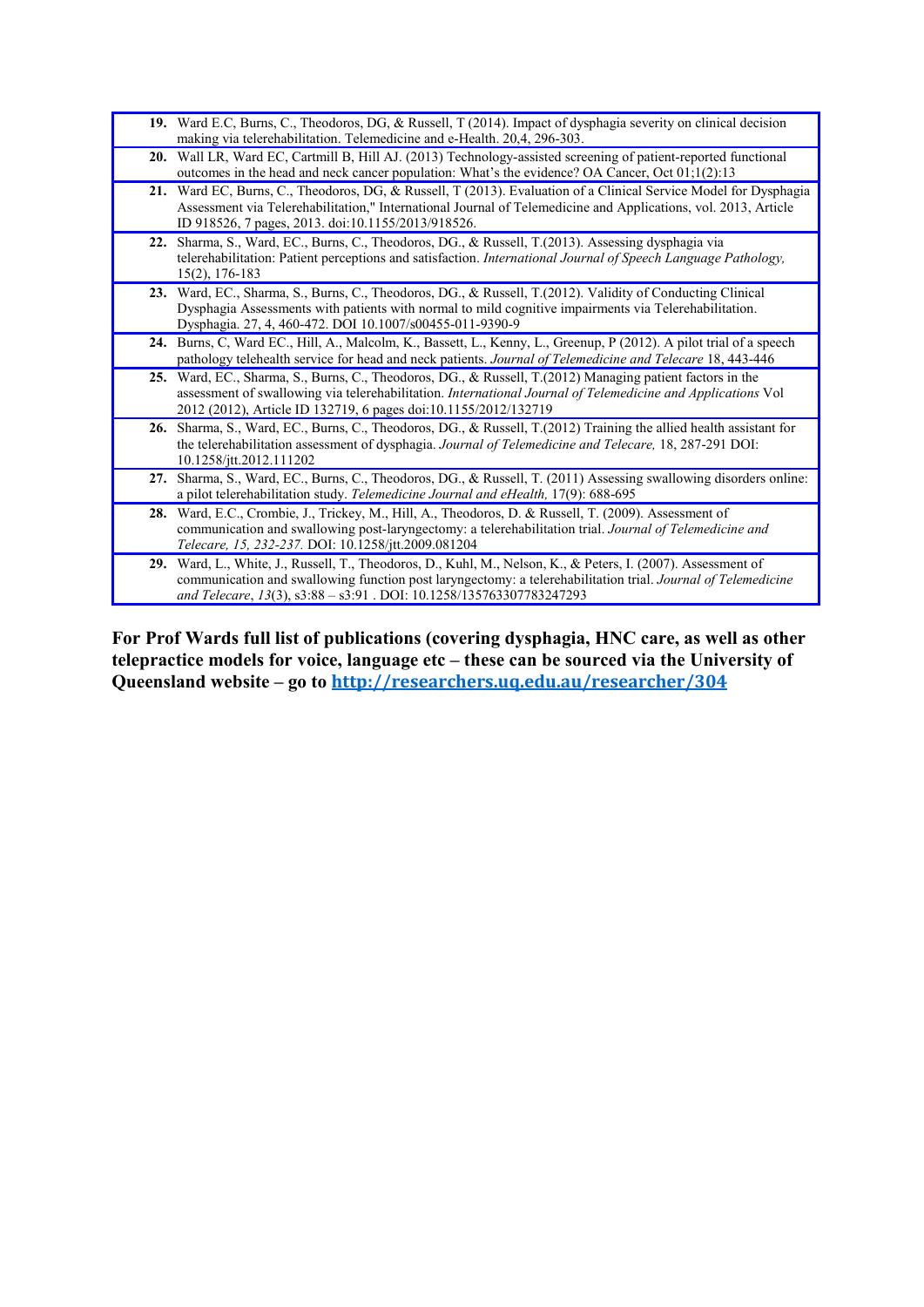| | |
|---|---|
| **19.** | Ward E.C, Burns, C., Theodoros, DG, & Russell, T (2014). Impact of dysphagia severity on clinical decision making via telerehabilitation. Telemedicine and e-Health. 20,4, 296-303. |
| **20.** | Wall LR, Ward EC, Cartmill B, Hill AJ. (2013) Technology-assisted screening of patient-reported functional outcomes in the head and neck cancer population: What's the evidence? OA Cancer, Oct 01;1(2):13 |
| **21.** | Ward EC, Burns, C., Theodoros, DG, & Russell, T (2013). Evaluation of a Clinical Service Model for Dysphagia Assessment via Telerehabilitation," International Journal of Telemedicine and Applications, vol. 2013, Article ID 918526, 7 pages, 2013. doi:10.1155/2013/918526. |
| **22.** | Sharma, S., Ward, EC., Burns, C., Theodoros, DG., & Russell, T.(2013). Assessing dysphagia via telerehabilitation: Patient perceptions and satisfaction. *International Journal of Speech Language Pathology,* 15(2), 176-183 |
| **23.** | Ward, EC., Sharma, S., Burns, C., Theodoros, DG., & Russell, T.(2012). Validity of Conducting Clinical Dysphagia Assessments with patients with normal to mild cognitive impairments via Telerehabilitation. Dysphagia. 27, 4, 460-472. DOI 10.1007/s00455-011-9390-9 |
| **24.** | Burns, C, Ward EC., Hill, A., Malcolm, K., Bassett, L., Kenny, L., Greenup, P (2012). A pilot trial of a speech pathology telehealth service for head and neck patients. *Journal of Telemedicine and Telecare* 18, 443-446 |
| **25.** | Ward, EC., Sharma, S., Burns, C., Theodoros, DG., & Russell, T.(2012) Managing patient factors in the assessment of swallowing via telerehabilitation. *International Journal of Telemedicine and Applications* Vol 2012 (2012), Article ID 132719, 6 pages doi:10.1155/2012/132719 |
| **26.** | Sharma, S., Ward, EC., Burns, C., Theodoros, DG., & Russell, T.(2012) Training the allied health assistant for the telerehabilitation assessment of dysphagia. *Journal of Telemedicine and Telecare,* 18, 287-291 DOI: 10.1258/jtt.2012.111202 |
| **27.** | Sharma, S., Ward, EC., Burns, C., Theodoros, DG., & Russell, T. (2011) Assessing swallowing disorders online: a pilot telerehabilitation study. *Telemedicine Journal and eHealth,* 17(9): 688-695 |
| **28.** | Ward, E.C., Crombie, J., Trickey, M., Hill, A., Theodoros, D. & Russell, T. (2009). Assessment of communication and swallowing post-laryngectomy: a telerehabilitation trial. *Journal of Telemedicine and Telecare, 15, 232-237.* DOI: 10.1258/jtt.2009.081204 |
| **29.** | Ward, L., White, J., Russell, T., Theodoros, D., Kuhl, M., Nelson, K., & Peters, I. (2007). Assessment of communication and swallowing function post laryngectomy: a telerehabilitation trial. *Journal of Telemedicine and Telecare*, *13*(3), s3:88 – s3:91 . DOI: 10.1258/135763307783247293 |

**For Prof Wards full list of publications (covering dysphagia, HNC care, as well as other telepractice models for voice, language etc – these can be sourced via the University of Queensland website – go to [http://researchers.uq.edu.au/researcher/304](http://researchers.uq.edu.au/researcher/304)**